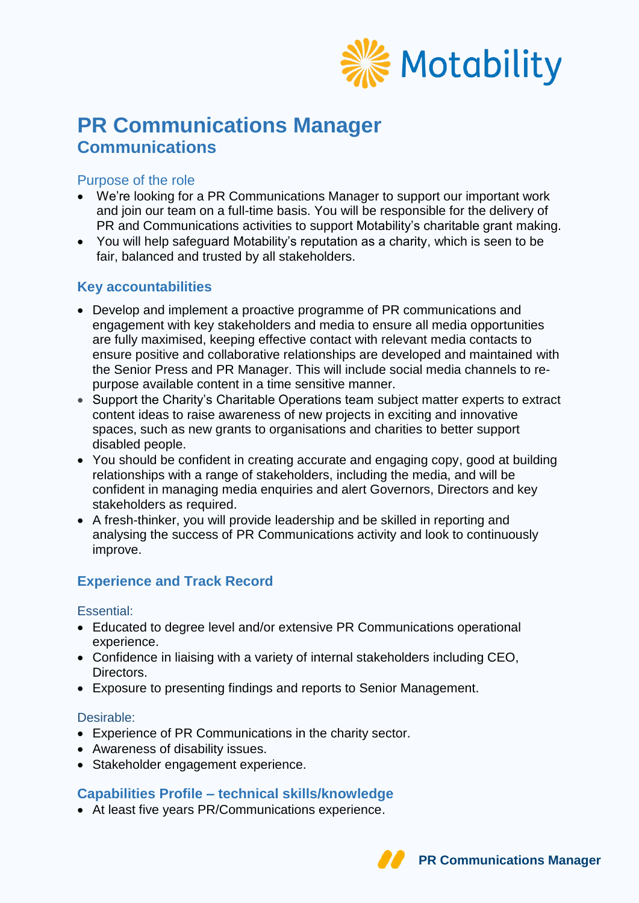# PR Communications Manager

## Communications

### Purpose of the role

- We're looking for a PR Communications Manager to support our important work and join our team on a full-time basis. You will be responsible for the delivery of PR and Communications activities to support Motability's charitable grant making.
- You will help safeguard Motability's reputation as a charity, which is seen to be fair, balanced and trusted by all stakeholders.

### Key accountabilities

- Develop and implement a proactive programme of PR communications and engagement with key stakeholders and media to ensure all media opportunities are fully maximised, keeping effective contact with relevant media contacts to ensure positive and collaborative relationships are developed and maintained with the Senior Press and PR Manager. This will include social media channels to re-purpose available content in a time sensitive manner.
- Support the Charity's Charitable Operations team subject matter experts to extract content ideas to raise awareness of new projects in exciting and innovative spaces, such as new grants to organisations and charities to better support disabled people.
- You should be confident in creating accurate and engaging copy, good at building relationships with a range of stakeholders, including the media, and will be confident in managing media enquiries and alert Governors, Directors and key stakeholders as required.
- A fresh-thinker, you will provide leadership and be skilled in reporting and analysing the success of PR Communications activity and look to continuously improve.

### Experience and Track Record

Essential:

- Educated to degree level and/or extensive PR Communications operational experience.
- Confidence in liaising with a variety of internal stakeholders including CEO, Directors.
- Exposure to presenting findings and reports to Senior Management.

Desirable:

- Experience of PR Communications in the charity sector.
- Awareness of disability issues.
- Stakeholder engagement experience.

### Capabilities Profile – technical skills/knowledge

- At least five years PR/Communications experience.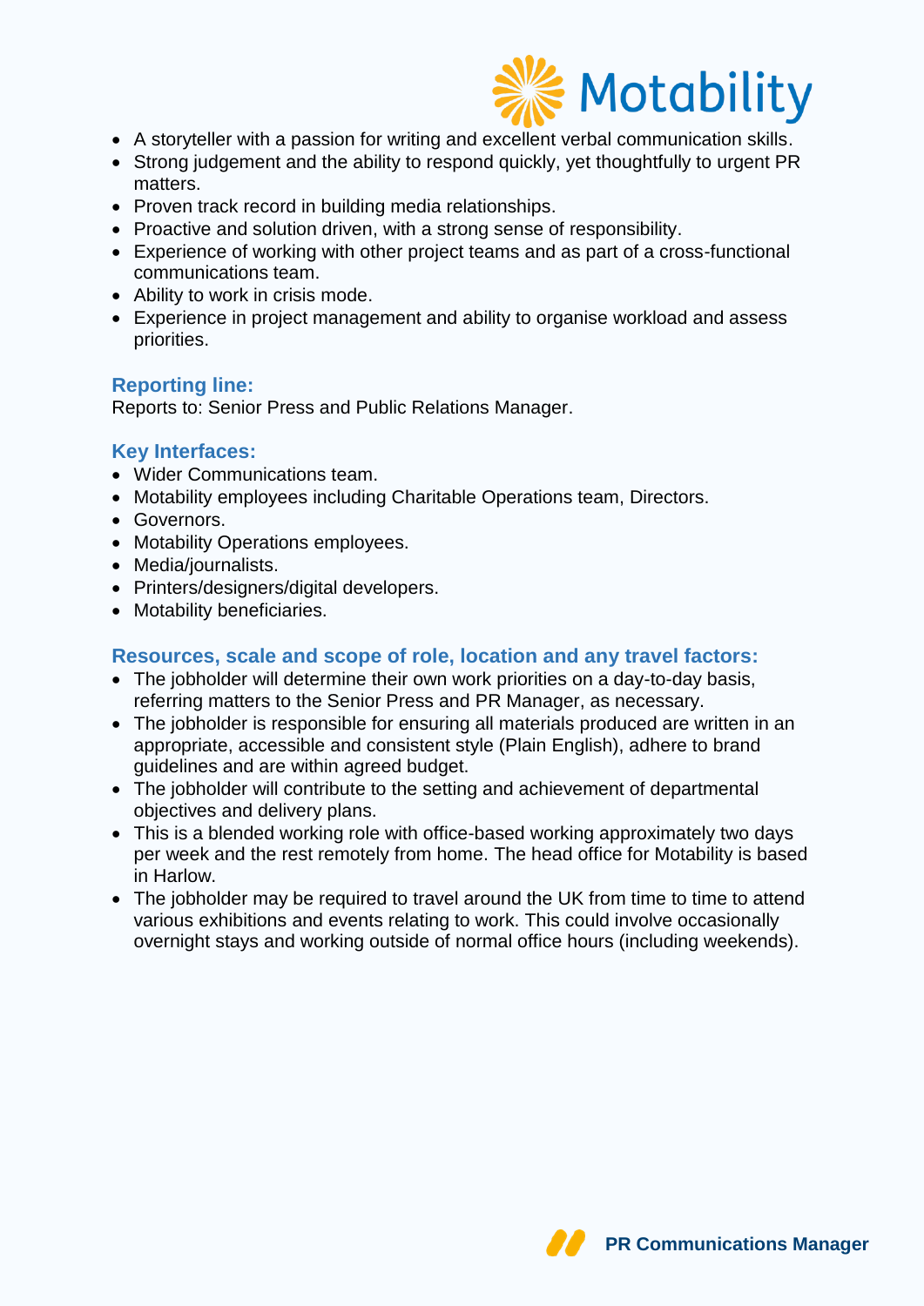- A storyteller with a passion for writing and excellent verbal communication skills.
- Strong judgement and the ability to respond quickly, yet thoughtfully to urgent PR matters.
- Proven track record in building media relationships.
- Proactive and solution driven, with a strong sense of responsibility.
- Experience of working with other project teams and as part of a cross-functional communications team.
- Ability to work in crisis mode.
- Experience in project management and ability to organise workload and assess priorities.

## Reporting line:

Reports to: Senior Press and Public Relations Manager.

## Key Interfaces:

- Wider Communications team.
- Motability employees including Charitable Operations team, Directors.
- Governors.
- Motability Operations employees.
- Media/journalists.
- Printers/designers/digital developers.
- Motability beneficiaries.

## Resources, scale and scope of role, location and any travel factors:

- The jobholder will determine their own work priorities on a day-to-day basis, referring matters to the Senior Press and PR Manager, as necessary.
- The jobholder is responsible for ensuring all materials produced are written in an appropriate, accessible and consistent style (Plain English), adhere to brand guidelines and are within agreed budget.
- The jobholder will contribute to the setting and achievement of departmental objectives and delivery plans.
- This is a blended working role with office-based working approximately two days per week and the rest remotely from home. The head office for Motability is based in Harlow.
- The jobholder may be required to travel around the UK from time to time to attend various exhibitions and events relating to work. This could involve occasionally overnight stays and working outside of normal office hours (including weekends).